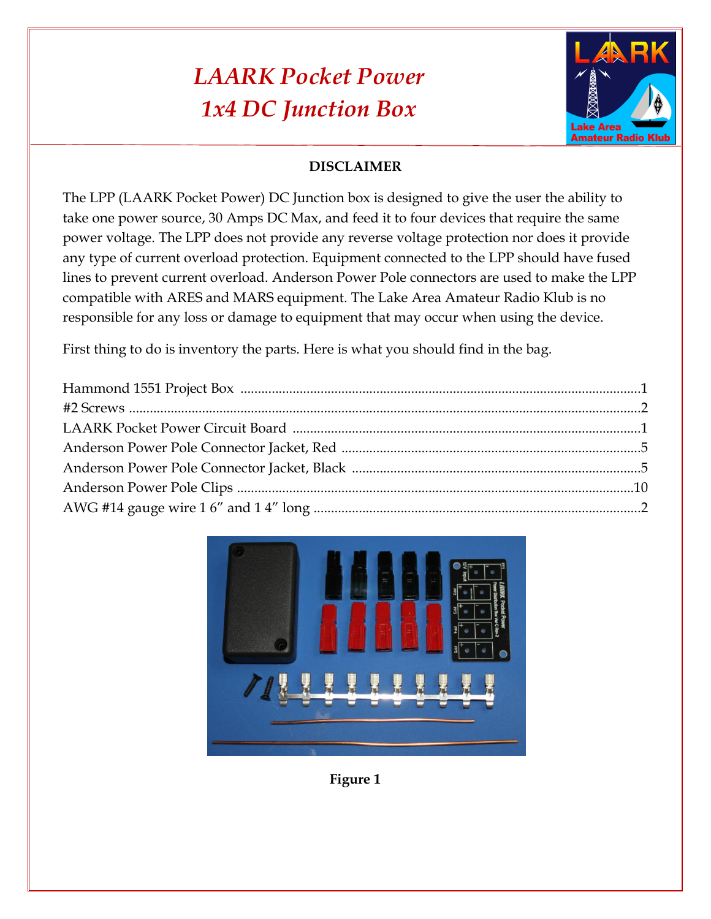# *LAARK Pocket Power*
# *1x4 DC Junction Box*

**DISCLAIMER**

The LPP (LAARK Pocket Power) DC Junction box is designed to give the user the ability to take one power source, 30 Amps DC Max, and feed it to four devices that require the same power voltage. The LPP does not provide any reverse voltage protection nor does it provide any type of current overload protection. Equipment connected to the LPP should have fused lines to prevent current overload. Anderson Power Pole connectors are used to make the LPP compatible with ARES and MARS equipment. The Lake Area Amateur Radio Klub is no responsible for any loss or damage to equipment that may occur when using the device.

First thing to do is inventory the parts. Here is what you should find in the bag.

Hammond 1551 Project Box ....................................................................1
#2 Screws ....................................................................2
LAARK Pocket Power Circuit Board ....................................................................1
Anderson Power Pole Connector Jacket, Red ....................................................................5
Anderson Power Pole Connector Jacket, Black ....................................................................5
Anderson Power Pole Clips ....................................................................10
AWG #14 gauge wire 1 6" and 1 4" long ....................................................................2

**Figure 1**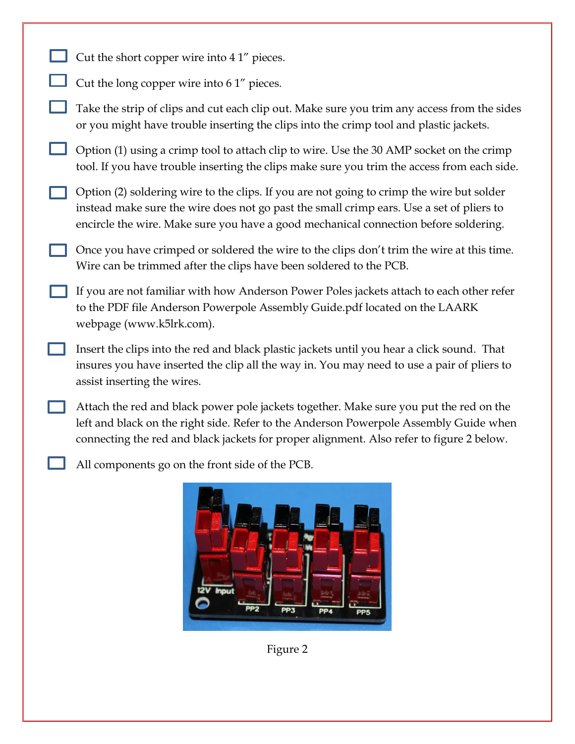- [ ] Cut the short copper wire into 4 1″ pieces.
- [ ] Cut the long copper wire into 6 1″ pieces.
- [ ] Take the strip of clips and cut each clip out. Make sure you trim any access from the sides or you might have trouble inserting the clips into the crimp tool and plastic jackets.
- [ ] Option (1) using a crimp tool to attach clip to wire. Use the 30 AMP socket on the crimp tool. If you have trouble inserting the clips make sure you trim the access from each side.
- [ ] Option (2) soldering wire to the clips. If you are not going to crimp the wire but solder instead make sure the wire does not go past the small crimp ears. Use a set of pliers to encircle the wire. Make sure you have a good mechanical connection before soldering.
- [ ] Once you have crimped or soldered the wire to the clips don't trim the wire at this time. Wire can be trimmed after the clips have been soldered to the PCB.
- [ ] If you are not familiar with how Anderson Power Poles jackets attach to each other refer to the PDF file Anderson Powerpole Assembly Guide.pdf located on the LAARK webpage (www.k5lrk.com).
- [ ] Insert the clips into the red and black plastic jackets until you hear a click sound. That insures you have inserted the clip all the way in. You may need to use a pair of pliers to assist inserting the wires.
- [ ] Attach the red and black power pole jackets together. Make sure you put the red on the left and black on the right side. Refer to the Anderson Powerpole Assembly Guide when connecting the red and black jackets for proper alignment. Also refer to figure 2 below.
- [ ] All components go on the front side of the PCB.

Figure 2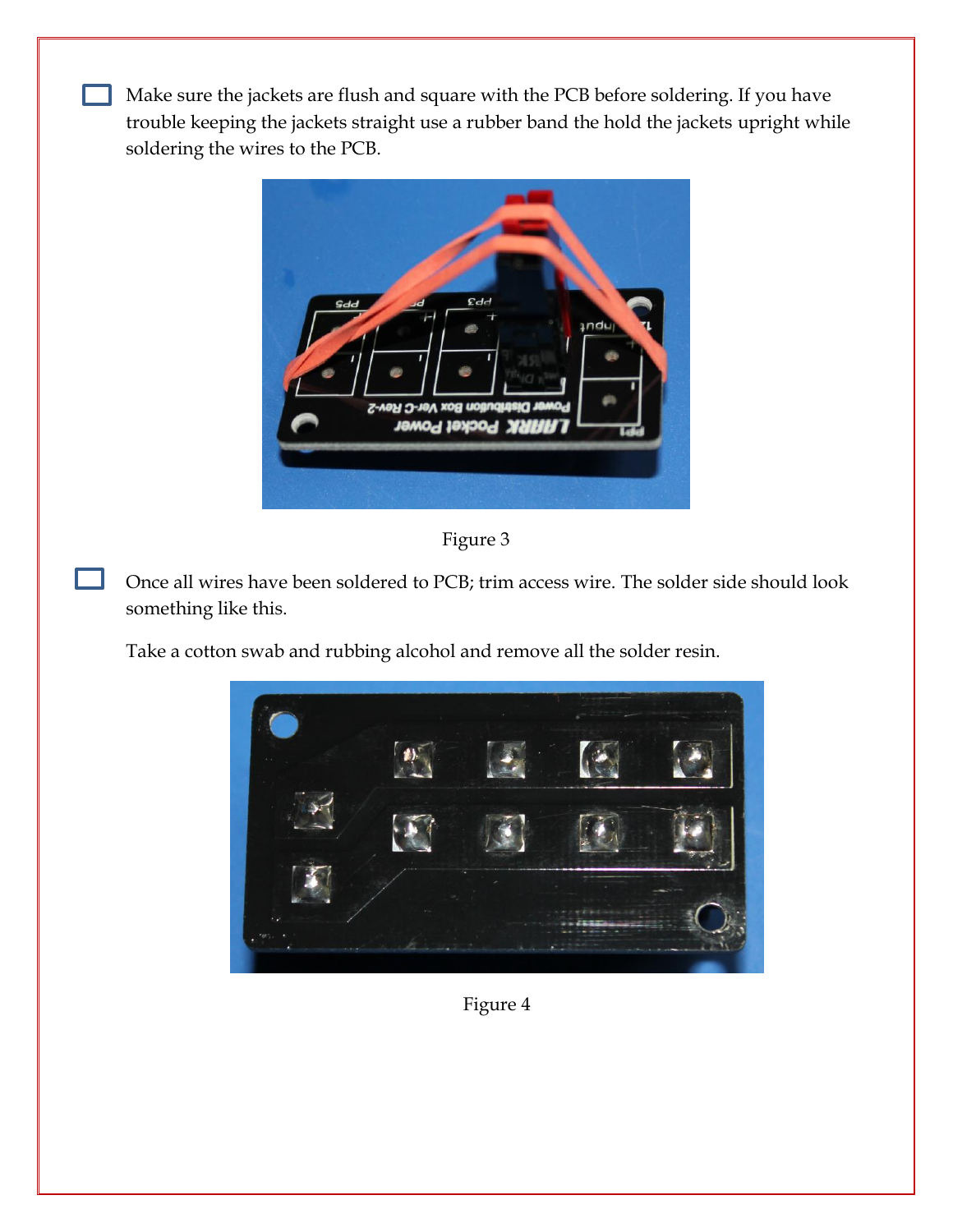- [ ] Make sure the jackets are flush and square with the PCB before soldering. If you have trouble keeping the jackets straight use a rubber band the hold the jackets upright while soldering the wires to the PCB.

Figure 3

- [ ] Once all wires have been soldered to PCB; trim access wire. The solder side should look something like this.

  Take a cotton swab and rubbing alcohol and remove all the solder resin.

Figure 4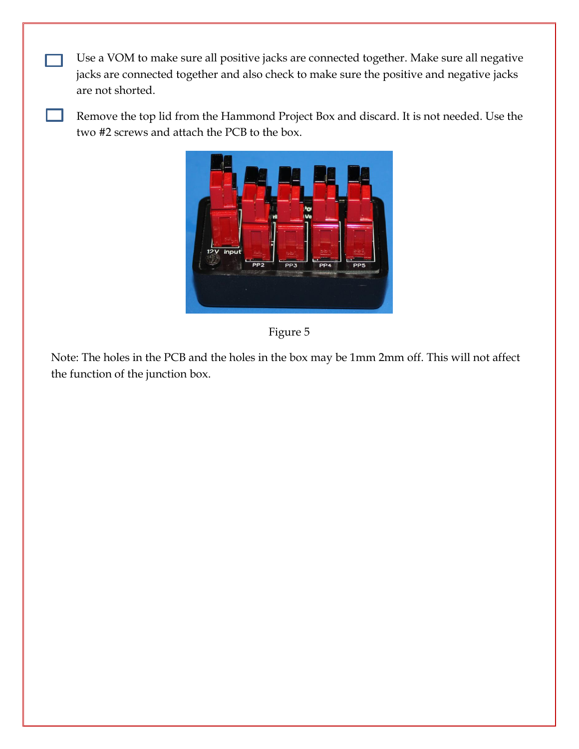- [ ] Use a VOM to make sure all positive jacks are connected together. Make sure all negative jacks are connected together and also check to make sure the positive and negative jacks are not shorted.
- [ ] Remove the top lid from the Hammond Project Box and discard. It is not needed. Use the two #2 screws and attach the PCB to the box.

Figure 5

Note: The holes in the PCB and the holes in the box may be 1mm 2mm off. This will not affect the function of the junction box.